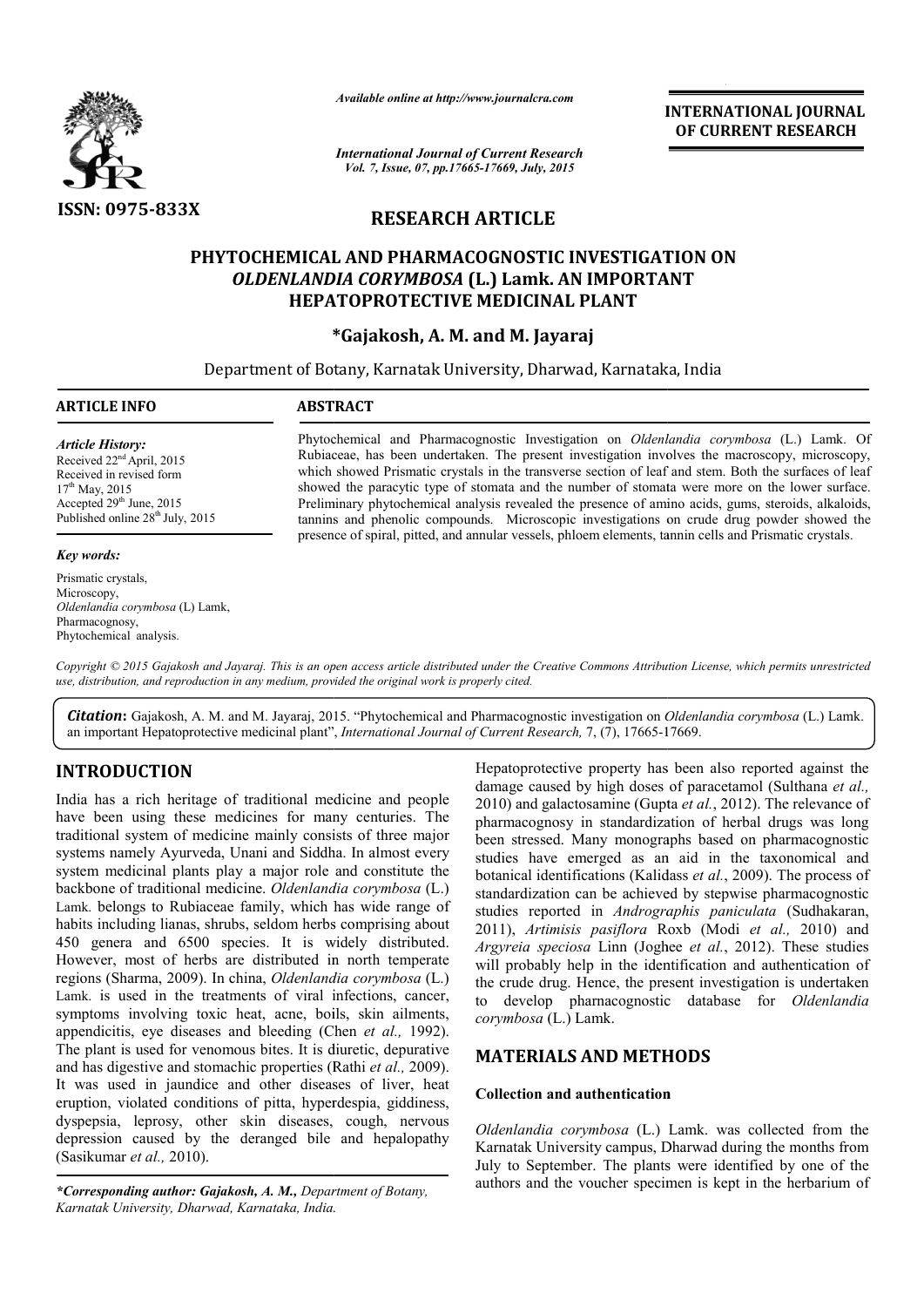ISSN: 0975-833X

*Available online at http://www.journalcra.com*

*International Journal of Current Research*
*Vol. 7, Issue, 07, pp.17665-17669, July, 2015*

**INTERNATIONAL JOURNAL OF CURRENT RESEARCH**

## RESEARCH ARTICLE

# PHYTOCHEMICAL AND PHARMACOGNOSTIC INVESTIGATION ON *OLDENLANDIA CORYMBOSA* (L.) Lamk. AN IMPORTANT HEPATOPROTECTIVE MEDICINAL PLANT

**\*Gajakosh, A. M. and M. Jayaraj**

Department of Botany, Karnatak University, Dharwad, Karnataka, India

### ARTICLE INFO

*Article History:*
Received 22[nd] April, 2015
Received in revised form
17[th] May, 2015
Accepted 29[th] June, 2015
Published online 28[th] July, 2015

*Key words:*
Prismatic crystals,
Microscopy,
*Oldenlandia corymbosa* (L) Lamk,
Pharmacognosy,
Phytochemical analysis.

### ABSTRACT

Phytochemical and Pharmacognostic Investigation on *Oldenlandia corymbosa* (L.) Lamk. Of Rubiaceae, has been undertaken. The present investigation involves the macroscopy, microscopy, which showed Prismatic crystals in the transverse section of leaf and stem. Both the surfaces of leaf showed the paracytic type of stomata and the number of stomata were more on the lower surface. Preliminary phytochemical analysis revealed the presence of amino acids, gums, steroids, alkaloids, tannins and phenolic compounds. Microscopic investigations on crude drug powder showed the presence of spiral, pitted, and annular vessels, phloem elements, tannin cells and Prismatic crystals.

*Copyright © 2015 Gajakosh and Jayaraj. This is an open access article distributed under the Creative Commons Attribution License, which permits unrestricted use, distribution, and reproduction in any medium, provided the original work is properly cited.*

***Citation***: Gajakosh, A. M. and M. Jayaraj, 2015. "Phytochemical and Pharmacognostic investigation on *Oldenlandia corymbosa* (L.) Lamk. an important Hepatoprotective medicinal plant", *International Journal of Current Research,* 7, (7), 17665-17669.

## INTRODUCTION

India has a rich heritage of traditional medicine and people have been using these medicines for many centuries. The traditional system of medicine mainly consists of three major systems namely Ayurveda, Unani and Siddha. In almost every system medicinal plants play a major role and constitute the backbone of traditional medicine. *Oldenlandia corymbosa* (L.) Lamk. belongs to Rubiaceae family, which has wide range of habits including lianas, shrubs, seldom herbs comprising about 450 genera and 6500 species. It is widely distributed. However, most of herbs are distributed in north temperate regions (Sharma, 2009). In china, *Oldenlandia corymbosa* (L.) Lamk. is used in the treatments of viral infections, cancer, symptoms involving toxic heat, acne, boils, skin ailments, appendicitis, eye diseases and bleeding (Chen *et al.,* 1992). The plant is used for venomous bites. It is diuretic, depurative and has digestive and stomachic properties (Rathi *et al.,* 2009). It was used in jaundice and other diseases of liver, heat eruption, violated conditions of pitta, hyperdespia, giddiness, dyspepsia, leprosy, other skin diseases, cough, nervous depression caused by the deranged bile and hepalopathy (Sasikumar *et al.,* 2010).

Hepatoprotective property has been also reported against the damage caused by high doses of paracetamol (Sulthana *et al.,* 2010) and galactosamine (Gupta *et al.*, 2012). The relevance of pharmacognosy in standardization of herbal drugs was long been stressed. Many monographs based on pharmacognostic studies have emerged as an aid in the taxonomical and botanical identifications (Kalidass *et al.*, 2009). The process of standardization can be achieved by stepwise pharmacognostic studies reported in *Andrographis paniculata* (Sudhakaran, 2011), *Artimisis pasiflora* Roxb (Modi *et al.,* 2010) and *Argyreia speciosa* Linn (Joghee *et al.*, 2012). These studies will probably help in the identification and authentication of the crude drug. Hence, the present investigation is undertaken to develop pharnacognostic database for *Oldenlandia corymbosa* (L.) Lamk.

## MATERIALS AND METHODS

### Collection and authentication

*Oldenlandia corymbosa* (L.) Lamk. was collected from the Karnatak University campus, Dharwad during the months from July to September. The plants were identified by one of the authors and the voucher specimen is kept in the herbarium of

*\*Corresponding author: Gajakosh, A. M., Department of Botany, Karnatak University, Dharwad, Karnataka, India.*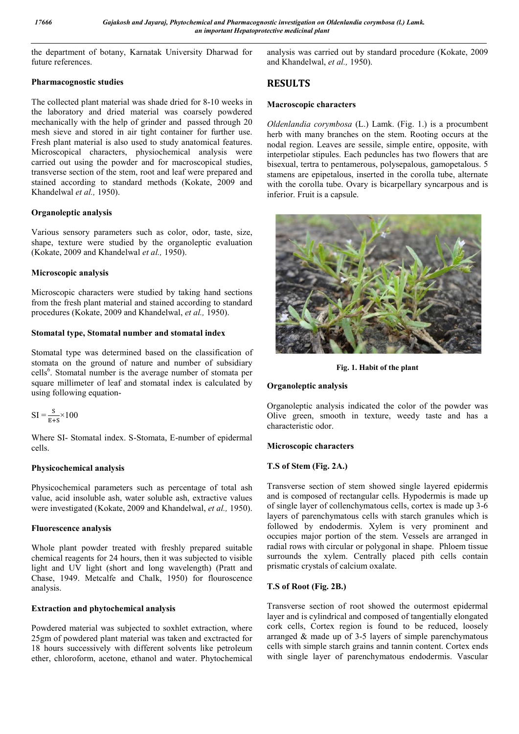the department of botany, Karnatak University Dharwad for future references.

**Pharmacognostic studies**

The collected plant material was shade dried for 8-10 weeks in the laboratory and dried material was coarsely powdered mechanically with the help of grinder and passed through 20 mesh sieve and stored in air tight container for further use. Fresh plant material is also used to study anatomical features. Microscopical characters, physiochemical analysis were carried out using the powder and for macroscopical studies, transverse section of the stem, root and leaf were prepared and stained according to standard methods (Kokate, 2009 and Khandelwal *et al.,* 1950).

**Organoleptic analysis**

Various sensory parameters such as color, odor, taste, size, shape, texture were studied by the organoleptic evaluation (Kokate, 2009 and Khandelwal *et al.,* 1950).

**Microscopic analysis**

Microscopic characters were studied by taking hand sections from the fresh plant material and stained according to standard procedures (Kokate, 2009 and Khandelwal, *et al.,* 1950).

**Stomatal type, Stomatal number and stomatal index**

Stomatal type was determined based on the classification of stomata on the ground of nature and number of subsidiary cells[6]. Stomatal number is the average number of stomata per square millimeter of leaf and stomatal index is calculated by using following equation-

$$SI = \frac{S}{E+S} \times 100$$

Where SI- Stomatal index. S-Stomata, E-number of epidermal cells.

**Physicochemical analysis**

Physicochemical parameters such as percentage of total ash value, acid insoluble ash, water soluble ash, extractive values were investigated (Kokate, 2009 and Khandelwal, *et al.,* 1950).

**Fluorescence analysis**

Whole plant powder treated with freshly prepared suitable chemical reagents for 24 hours, then it was subjected to visible light and UV light (short and long wavelength) (Pratt and Chase, 1949. Metcalfe and Chalk, 1950) for flouroscence analysis.

**Extraction and phytochemical analysis**

Powdered material was subjected to soxhlet extraction, where 25gm of powdered plant material was taken and exctracted for 18 hours successively with different solvents like petroleum ether, chloroform, acetone, ethanol and water. Phytochemical analysis was carried out by standard procedure (Kokate, 2009 and Khandelwal, *et al.,* 1950).

## RESULTS

**Macroscopic characters**

*Oldenlandia corymbosa* (L.) Lamk. (Fig. 1.) is a procumbent herb with many branches on the stem. Rooting occurs at the nodal region. Leaves are sessile, simple entire, opposite, with interpetiolar stipules. Each peduncles has two flowers that are bisexual, tertra to pentamerous, polysepalous, gamopetalous. 5 stamens are epipetalous, inserted in the corolla tube, alternate with the corolla tube. Ovary is bicarpellary syncarpous and is inferior. Fruit is a capsule.

**Fig. 1. Habit of the plant**

**Organoleptic analysis**

Organoleptic analysis indicated the color of the powder was Olive green, smooth in texture, weedy taste and has a characteristic odor.

**Microscopic characters**

**T.S of Stem (Fig. 2A.)**

Transverse section of stem showed single layered epidermis and is composed of rectangular cells. Hypodermis is made up of single layer of collenchymatous cells, cortex is made up 3-6 layers of parenchymatous cells with starch granules which is followed by endodermis. Xylem is very prominent and occupies major portion of the stem. Vessels are arranged in radial rows with circular or polygonal in shape. Phloem tissue surrounds the xylem. Centrally placed pith cells contain prismatic crystals of calcium oxalate.

**T.S of Root (Fig. 2B.)**

Transverse section of root showed the outermost epidermal layer and is cylindrical and composed of tangentially elongated cork cells, Cortex region is found to be reduced, loosely arranged & made up of 3-5 layers of simple parenchymatous cells with simple starch grains and tannin content. Cortex ends with single layer of parenchymatous endodermis. Vascular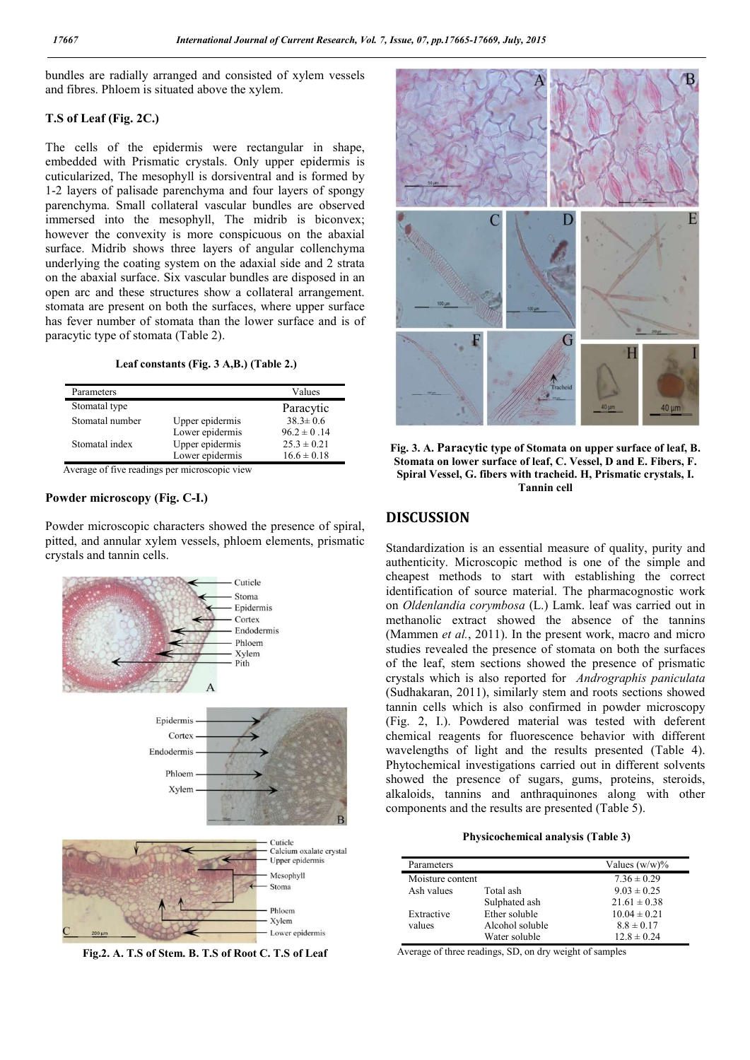bundles are radially arranged and consisted of xylem vessels and fibres. Phloem is situated above the xylem.

### T.S of Leaf (Fig. 2C.)

The cells of the epidermis were rectangular in shape, embedded with Prismatic crystals. Only upper epidermis is cuticularized, The mesophyll is dorsiventral and is formed by 1-2 layers of palisade parenchyma and four layers of spongy parenchyma. Small collateral vascular bundles are observed immersed into the mesophyll, The midrib is biconvex; however the convexity is more conspicuous on the abaxial surface. Midrib shows three layers of angular collenchyma underlying the coating system on the adaxial side and 2 strata on the abaxial surface. Six vascular bundles are disposed in an open arc and these structures show a collateral arrangement. stomata are present on both the surfaces, where upper surface has fever number of stomata than the lower surface and is of paracytic type of stomata (Table 2).

**Leaf constants (Fig. 3 A,B.) (Table 2.)**

| Parameters | | Values |
|---|---|---|
| Stomatal type | | Paracytic |
| Stomatal number | Upper epidermis | 38.3± 0.6 |
| | Lower epidermis | 96.2 ± 0 .14 |
| Stomatal index | Upper epidermis | 25.3 ± 0.21 |
| | Lower epidermis | 16.6 ± 0.18 |

Average of five readings per microscopic view

### Powder microscopy (Fig. C-I.)

Powder microscopic characters showed the presence of spiral, pitted, and annular xylem vessels, phloem elements, prismatic crystals and tannin cells.

**Fig.2. A. T.S of Stem. B. T.S of Root C. T.S of Leaf**

**Fig. 3. A. Paracytic type of Stomata on upper surface of leaf, B. Stomata on lower surface of leaf, C. Vessel, D and E. Fibers, F. Spiral Vessel, G. fibers with tracheid. H, Prismatic crystals, I. Tannin cell**

## DISCUSSION

Standardization is an essential measure of quality, purity and authenticity. Microscopic method is one of the simple and cheapest methods to start with establishing the correct identification of source material. The pharmacognostic work on *Oldenlandia corymbosa* (L.) Lamk. leaf was carried out in methanolic extract showed the absence of the tannins (Mammen *et al.*, 2011). In the present work, macro and micro studies revealed the presence of stomata on both the surfaces of the leaf, stem sections showed the presence of prismatic crystals which is also reported for *Andrographis paniculata* (Sudhakaran, 2011), similarly stem and roots sections showed tannin cells which is also confirmed in powder microscopy (Fig. 2, I.). Powdered material was tested with deferent chemical reagents for fluorescence behavior with different wavelengths of light and the results presented (Table 4). Phytochemical investigations carried out in different solvents showed the presence of sugars, gums, proteins, steroids, alkaloids, tannins and anthraquinones along with other components and the results are presented (Table 5).

**Physicochemical analysis (Table 3)**

| Parameters | | Values (w/w)% |
|---|---|---|
| Moisture content | | 7.36 ± 0.29 |
| Ash values | Total ash | 9.03 ± 0.25 |
| | Sulphated ash | 21.61 ± 0.38 |
| Extractive values | Ether soluble | 10.04 ± 0.21 |
| | Alcohol soluble | 8.8 ± 0.17 |
| | Water soluble | 12.8 ± 0.24 |

Average of three readings, SD, on dry weight of samples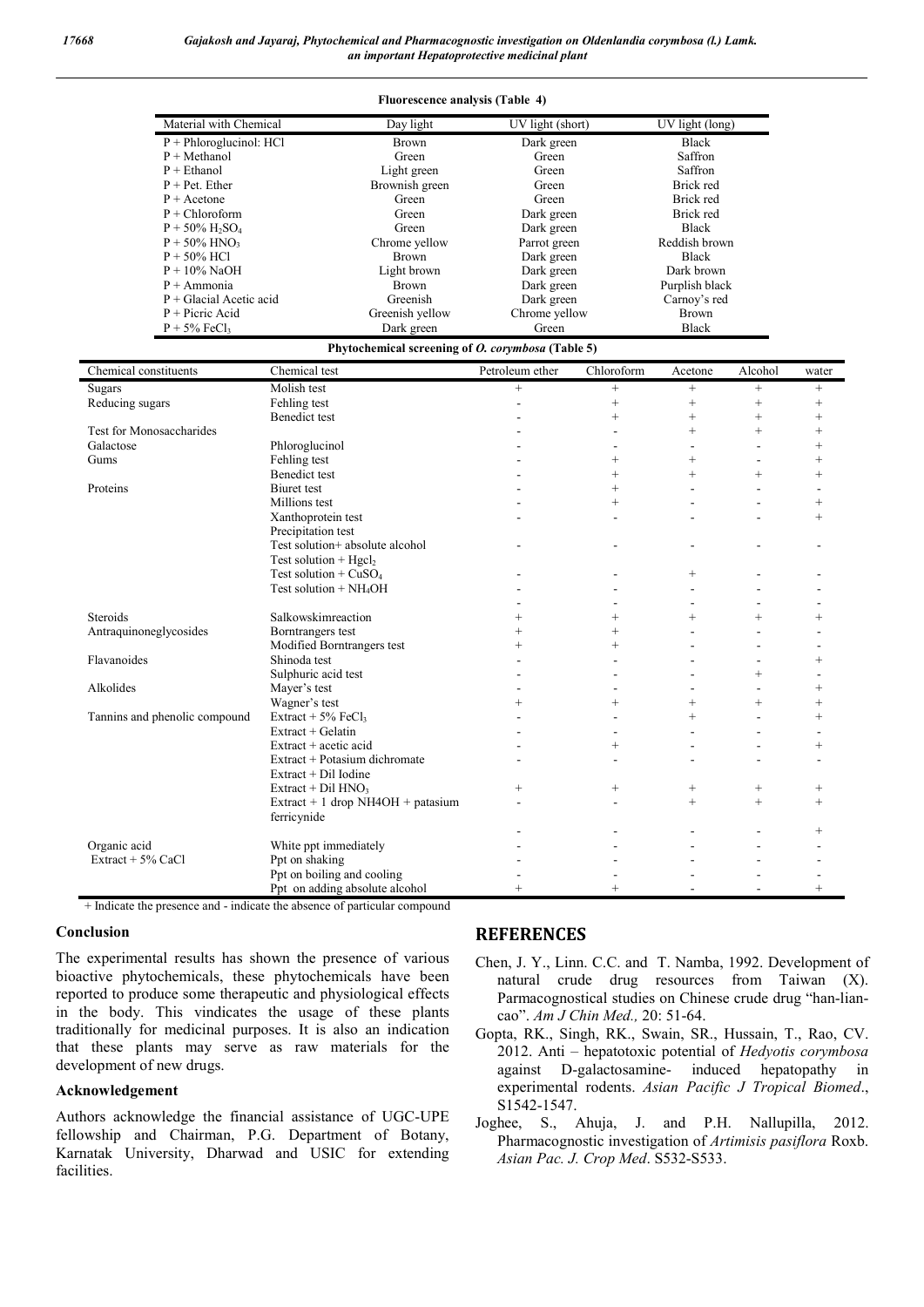**Fluorescence analysis (Table 4)**

| Material with Chemical | Day light | UV light (short) | UV light (long) |
|---|---|---|---|
| P + Phloroglucinol: HCl | Brown | Dark green | Black |
| P + Methanol | Green | Green | Saffron |
| P + Ethanol | Light green | Green | Saffron |
| P + Pet. Ether | Brownish green | Green | Brick red |
| P + Acetone | Green | Green | Brick red |
| P + Chloroform | Green | Dark green | Brick red |
| P + 50% $H_2SO_4$ | Green | Dark green | Black |
| P + 50% $HNO_3$ | Chrome yellow | Parrot green | Reddish brown |
| P + 50% HCl | Brown | Dark green | Black |
| P + 10% NaOH | Light brown | Dark green | Dark brown |
| P + Ammonia | Brown | Dark green | Purplish black |
| P + Glacial Acetic acid | Greenish | Dark green | Carnoy's red |
| P + Picric Acid | Greenish yellow | Chrome yellow | Brown |
| P + 5% $FeCl_3$ | Dark green | Green | Black |

**Phytochemical screening of *O. corymbosa* (Table 5)**

| Chemical constituents | Chemical test | Petroleum ether | Chloroform | Acetone | Alcohol | water |
|---|---|---|---|---|---|---|
| Sugars | Molish test | + | + | + | + | + |
| Reducing sugars | Fehling test | - | + | + | + | + |
| | Benedict test | - | + | + | + | + |
| Test for Monosaccharides | | - | - | + | + | + |
| Galactose | Phloroglucinol | - | - | - | - | + |
| Gums | Fehling test | - | + | + | - | + |
| | Benedict test | - | + | + | + | + |
| Proteins | Biuret test | - | + | - | - | - |
| | Millions test | - | + | - | - | + |
| | Xanthoprotein test | - | - | - | - | + |
| | Precipitation test | | | | | |
| | Test solution+ absolute alcohol | - | - | - | - | - |
| | Test solution + $Hgcl_2$ | | | | | |
| | Test solution + $CuSO_4$ | - | - | + | - | - |
| | Test solution + $NH_4OH$ | - | - | - | - | - |
| | | - | - | - | - | - |
| Steroids | Salkowskimreaction | + | + | + | + | + |
| Antraquinoneglycosides | Borntrangers test | + | + | - | - | - |
| | Modified Borntrangers test | + | + | - | - | - |
| Flavanoides | Shinoda test | - | - | - | - | + |
| | Sulphuric acid test | - | - | - | + | - |
| Alkolides | Mayer's test | - | - | - | - | + |
| | Wagner's test | + | + | + | + | + |
| Tannins and phenolic compound | Extract + 5% $FeCl_3$ | - | - | + | - | + |
| | Extract + Gelatin | - | - | - | - | - |
| | Extract + acetic acid | - | + | - | - | + |
| | Extract + Potasium dichromate | - | - | - | - | - |
| | Extract + Dil Iodine | | | | | |
| | Extract + Dil $HNO_3$ | + | + | + | + | + |
| | Extract + 1 drop NH4OH + patasium ferricynide | - | - | + | + | + |
| | | - | - | - | - | + |
| Organic acid | White ppt immediately | - | - | - | - | - |
| Extract + 5% CaCl | Ppt on shaking | - | - | - | - | - |
| | Ppt on boiling and cooling | - | - | - | - | - |
| | Ppt on adding absolute alcohol | + | + | - | - | + |

\+ Indicate the presence and - indicate the absence of particular compound

## Conclusion

The experimental results has shown the presence of various bioactive phytochemicals, these phytochemicals have been reported to produce some therapeutic and physiological effects in the body. This vindicates the usage of these plants traditionally for medicinal purposes. It is also an indication that these plants may serve as raw materials for the development of new drugs.

## Acknowledgement

Authors acknowledge the financial assistance of UGC-UPE fellowship and Chairman, P.G. Department of Botany, Karnatak University, Dharwad and USIC for extending facilities.

## REFERENCES

Chen, J. Y., Linn. C.C. and T. Namba, 1992. Development of natural crude drug resources from Taiwan (X). Parmacognostical studies on Chinese crude drug "han-lian-cao". *Am J Chin Med.,* 20: 51-64.

Gopta, RK., Singh, RK., Swain, SR., Hussain, T., Rao, CV. 2012. Anti – hepatotoxic potential of *Hedyotis corymbosa* against D-galactosamine- induced hepatopathy in experimental rodents. *Asian Pacific J Tropical Biomed*., S1542-1547.

Joghee, S., Ahuja, J. and P.H. Nallupilla, 2012. Pharmacognostic investigation of *Artimisis pasiflora* Roxb. *Asian Pac. J. Crop Med*. S532-S533.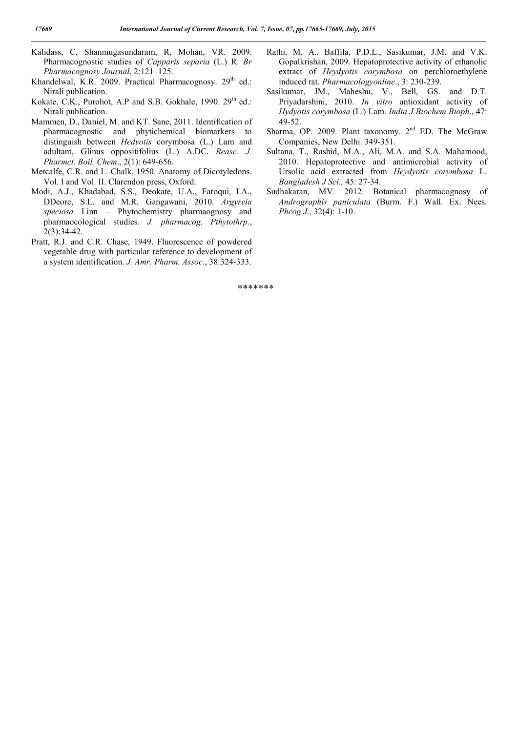Kalidass, C, Shanmugasundaram, R, Mohan, VR. 2009. Pharmacognostic studies of *Capparis separia* (L.) R. *Br Pharmacognosy Journal*, 2:121–125.

Khandelwal, K.R. 2009. Practical Pharmacognosy. $29^{th}$ ed.: Nirali publication.

Kokate, C.K., Purohot, A.P and S.B. Gokhale, 1990. $29^{th}$ ed.: Nirali publication.

Mammen, D., Daniel, M. and KT. Sane, 2011. Identification of pharmacognostic and phytichemical biomarkers to distinguish between *Hedyotis* corymbosa (L.) Lam and adultant, Glinus oppositifolius (L.) A.DC. *Reasc. J. Pharmct. Boil. Chem*., 2(1): 649-656.

Metcalfe, C.R. and L. Chalk, 1950. Anatomy of Dicotyledons. Vol. I and Vol. II. Clarendon press, Oxford.

Modi, A.J., Khadabad, S.S., Deokate, U.A., Faroqui, I.A., DDeore, S.L. and M.R. Gangawani, 2010. *Argyreia speciosa* Linn – Phytochemistry pharmaognosy and pharmaocological studies. *J. pharmacog. Pthytothrp*., 2(3):34-42.

Pratt, R.J. and C.R. Chase, 1949. Fluorescence of powdered vegetable drug with particular reference to development of a system identification. *J. Amr. Pharm. Assoc*., 38:324-333.

Rathi, M. A., Baffila, P.D.L., Sasikumar, J.M. and V.K. Gopalkrishan, 2009. Hepatoprotective activity of ethanolic extract of *Heydyotis corymbosa* on perchloroethylene induced rat. *Pharmacologyonline*., 3: 230-239.

Sasikumar, JM., Maheshu, V., Bell, GS. and D.T. Priyadarshini, 2010. *In vitro* antioxidant activity of *Hydyotis corymbosa* (L.) Lam. *India J Biochem Bioph*., 47: 49-52.

Sharma, OP. 2009. Plant taxonomy. $2^{nd}$ ED. The McGraw Companies, New Delhi. 349-351.

Sultana, T., Rashid, M.A., Ali, M.A. and S.A. Mahamood, 2010. Hepatoprotective and antimicrobial activity of Ursolic acid extracted from *Heydyotis corymbosa* L. *Bangladesh J Sci.,* 45: 27-34.

Sudhakaran, MV. 2012. Botanical pharmacognosy of *Andrographis paniculata* (Burm. F.) Wall. Ex. Nees. *Phcog J*., 32(4): 1-10.

*******